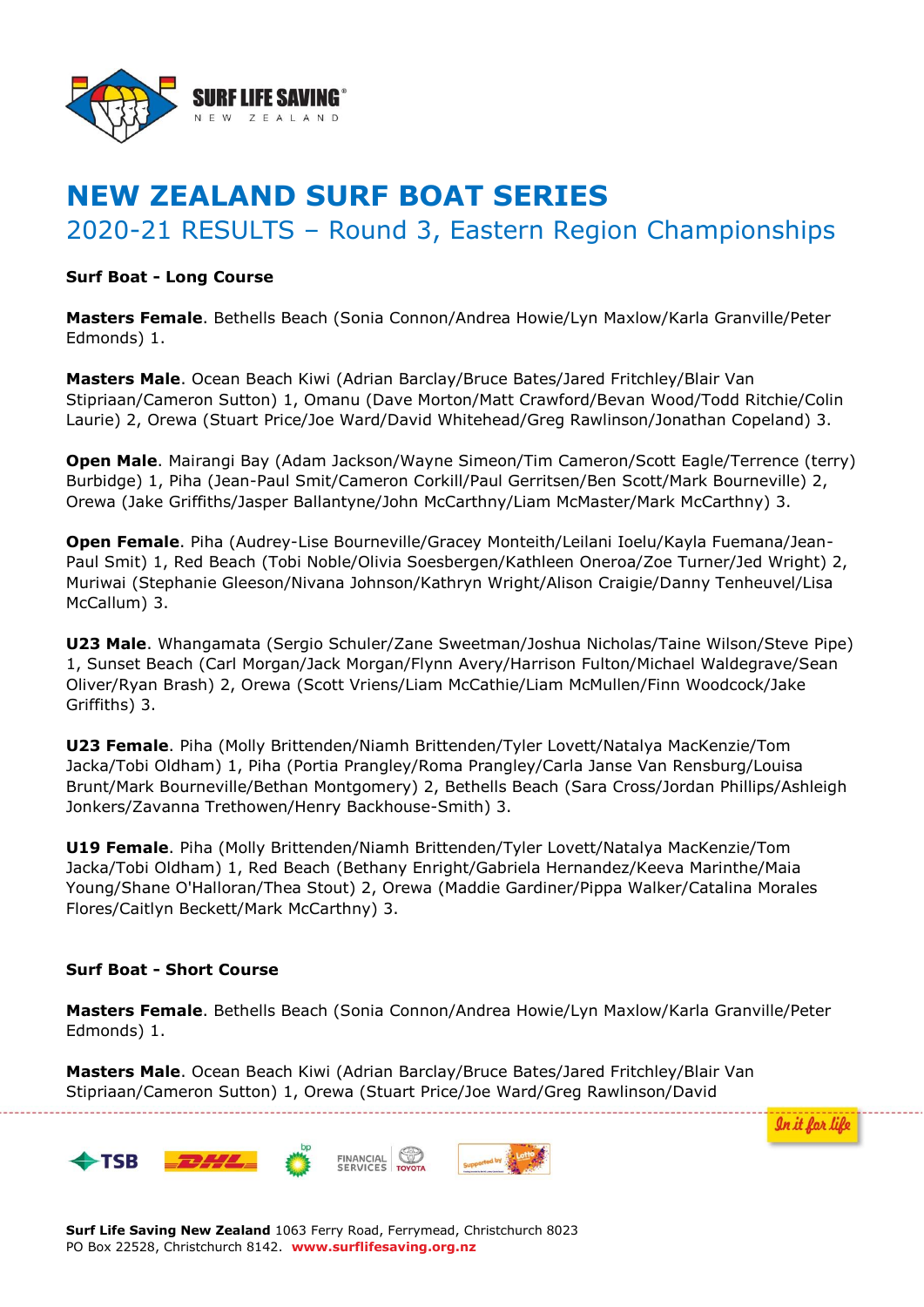# NEW ZEALAND SURF BOAT SERIES

## 2020-21 RESULTS – Round 3, Eastern Region Championships

**Surf Boat - Long Course**

**Masters Female**. Bethells Beach (Sonia Connon/Andrea Howie/Lyn Maxlow/Karla Granville/Peter Edmonds) 1.

**Masters Male**. Ocean Beach Kiwi (Adrian Barclay/Bruce Bates/Jared Fritchley/Blair Van Stipriaan/Cameron Sutton) 1, Omanu (Dave Morton/Matt Crawford/Bevan Wood/Todd Ritchie/Colin Laurie) 2, Orewa (Stuart Price/Joe Ward/David Whitehead/Greg Rawlinson/Jonathan Copeland) 3.

**Open Male**. Mairangi Bay (Adam Jackson/Wayne Simeon/Tim Cameron/Scott Eagle/Terrence (terry) Burbidge) 1, Piha (Jean-Paul Smit/Cameron Corkill/Paul Gerritsen/Ben Scott/Mark Bourneville) 2, Orewa (Jake Griffiths/Jasper Ballantyne/John McCarthny/Liam McMaster/Mark McCarthny) 3.

**Open Female**. Piha (Audrey-Lise Bourneville/Gracey Monteith/Leilani Ioelu/Kayla Fuemana/Jean-Paul Smit) 1, Red Beach (Tobi Noble/Olivia Soesbergen/Kathleen Oneroa/Zoe Turner/Jed Wright) 2, Muriwai (Stephanie Gleeson/Nivana Johnson/Kathryn Wright/Alison Craigie/Danny Tenheuvel/Lisa McCallum) 3.

**U23 Male**. Whangamata (Sergio Schuler/Zane Sweetman/Joshua Nicholas/Taine Wilson/Steve Pipe) 1, Sunset Beach (Carl Morgan/Jack Morgan/Flynn Avery/Harrison Fulton/Michael Waldegrave/Sean Oliver/Ryan Brash) 2, Orewa (Scott Vriens/Liam McCathie/Liam McMullen/Finn Woodcock/Jake Griffiths) 3.

**U23 Female**. Piha (Molly Brittenden/Niamh Brittenden/Tyler Lovett/Natalya MacKenzie/Tom Jacka/Tobi Oldham) 1, Piha (Portia Prangley/Roma Prangley/Carla Janse Van Rensburg/Louisa Brunt/Mark Bourneville/Bethan Montgomery) 2, Bethells Beach (Sara Cross/Jordan Phillips/Ashleigh Jonkers/Zavanna Trethowen/Henry Backhouse-Smith) 3.

**U19 Female**. Piha (Molly Brittenden/Niamh Brittenden/Tyler Lovett/Natalya MacKenzie/Tom Jacka/Tobi Oldham) 1, Red Beach (Bethany Enright/Gabriela Hernandez/Keeva Marinthe/Maia Young/Shane O'Halloran/Thea Stout) 2, Orewa (Maddie Gardiner/Pippa Walker/Catalina Morales Flores/Caitlyn Beckett/Mark McCarthny) 3.

**Surf Boat - Short Course**

**Masters Female**. Bethells Beach (Sonia Connon/Andrea Howie/Lyn Maxlow/Karla Granville/Peter Edmonds) 1.

**Masters Male**. Ocean Beach Kiwi (Adrian Barclay/Bruce Bates/Jared Fritchley/Blair Van Stipriaan/Cameron Sutton) 1, Orewa (Stuart Price/Joe Ward/Greg Rawlinson/David

**Surf Life Saving New Zealand** 1063 Ferry Road, Ferrymead, Christchurch 8023
PO Box 22528, Christchurch 8142. **www.surflifesaving.org.nz**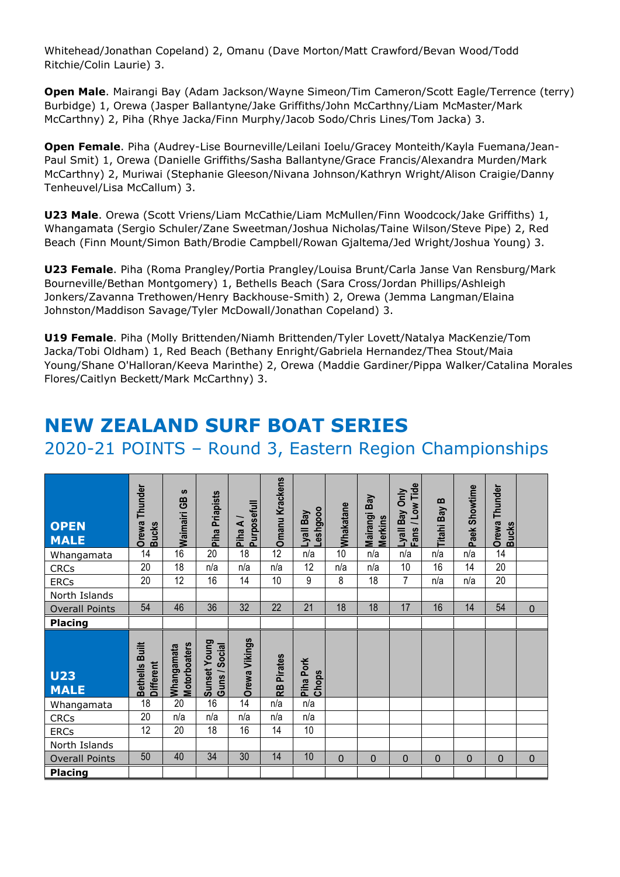Whitehead/Jonathan Copeland) 2, Omanu (Dave Morton/Matt Crawford/Bevan Wood/Todd Ritchie/Colin Laurie) 3.

**Open Male**. Mairangi Bay (Adam Jackson/Wayne Simeon/Tim Cameron/Scott Eagle/Terrence (terry) Burbidge) 1, Orewa (Jasper Ballantyne/Jake Griffiths/John McCarthny/Liam McMaster/Mark McCarthny) 2, Piha (Rhye Jacka/Finn Murphy/Jacob Sodo/Chris Lines/Tom Jacka) 3.

**Open Female**. Piha (Audrey-Lise Bourneville/Leilani Ioelu/Gracey Monteith/Kayla Fuemana/Jean-Paul Smit) 1, Orewa (Danielle Griffiths/Sasha Ballantyne/Grace Francis/Alexandra Murden/Mark McCarthny) 2, Muriwai (Stephanie Gleeson/Nivana Johnson/Kathryn Wright/Alison Craigie/Danny Tenheuvel/Lisa McCallum) 3.

**U23 Male**. Orewa (Scott Vriens/Liam McCathie/Liam McMullen/Finn Woodcock/Jake Griffiths) 1, Whangamata (Sergio Schuler/Zane Sweetman/Joshua Nicholas/Taine Wilson/Steve Pipe) 2, Red Beach (Finn Mount/Simon Bath/Brodie Campbell/Rowan Gjaltema/Jed Wright/Joshua Young) 3.

**U23 Female**. Piha (Roma Prangley/Portia Prangley/Louisa Brunt/Carla Janse Van Rensburg/Mark Bourneville/Bethan Montgomery) 1, Bethells Beach (Sara Cross/Jordan Phillips/Ashleigh Jonkers/Zavanna Trethowen/Henry Backhouse-Smith) 2, Orewa (Jemma Langman/Elaina Johnston/Maddison Savage/Tyler McDowall/Jonathan Copeland) 3.

**U19 Female**. Piha (Molly Brittenden/Niamh Brittenden/Tyler Lovett/Natalya MacKenzie/Tom Jacka/Tobi Oldham) 1, Red Beach (Bethany Enright/Gabriela Hernandez/Thea Stout/Maia Young/Shane O'Halloran/Keeva Marinthe) 2, Orewa (Maddie Gardiner/Pippa Walker/Catalina Morales Flores/Caitlyn Beckett/Mark McCarthny) 3.

# NEW ZEALAND SURF BOAT SERIES

## 2020-21 POINTS – Round 3, Eastern Region Championships

| **OPEN MALE** | Orewa Thunder Bucks | Waimairi GB s | Piha Priapists | Piha A / Purposefull | Omanu Krackens | Lyall Bay Leshgooo | Whakatane | Mairangi Bay Merkins | Lyall Bay Only Fans / Low Tide | Titahi Bay B | Paek Showtime | Orewa Thunder Bucks | |
|---|---|---|---|---|---|---|---|---|---|---|---|---|---|
| Whangamata | 14 | 16 | 20 | 18 | 12 | n/a | 10 | n/a | n/a | n/a | n/a | 14 | |
| CRCs | 20 | 18 | n/a | n/a | n/a | 12 | n/a | n/a | 10 | 16 | 14 | 20 | |
| ERCs | 20 | 12 | 16 | 14 | 10 | 9 | 8 | 18 | 7 | n/a | n/a | 20 | |
| North Islands | | | | | | | | | | | | | |
| Overall Points | 54 | 46 | 36 | 32 | 22 | 21 | 18 | 18 | 17 | 16 | 14 | 54 | 0 |
| **Placing** | | | | | | | | | | | | | |

| **U23 MALE** | Bethells Built Different | Whangamata Motorboaters | Sunset Young Guns / Social | Orewa Vikings | RB Pirates | Piha Pork Chops | | | | | | | |
|---|---|---|---|---|---|---|---|---|---|---|---|---|---|
| Whangamata | 18 | 20 | 16 | 14 | n/a | n/a | | | | | | | |
| CRCs | 20 | n/a | n/a | n/a | n/a | n/a | | | | | | | |
| ERCs | 12 | 20 | 18 | 16 | 14 | 10 | | | | | | | |
| North Islands | | | | | | | | | | | | | |
| Overall Points | 50 | 40 | 34 | 30 | 14 | 10 | 0 | 0 | 0 | 0 | 0 | 0 | 0 |
| **Placing** | | | | | | | | | | | | | |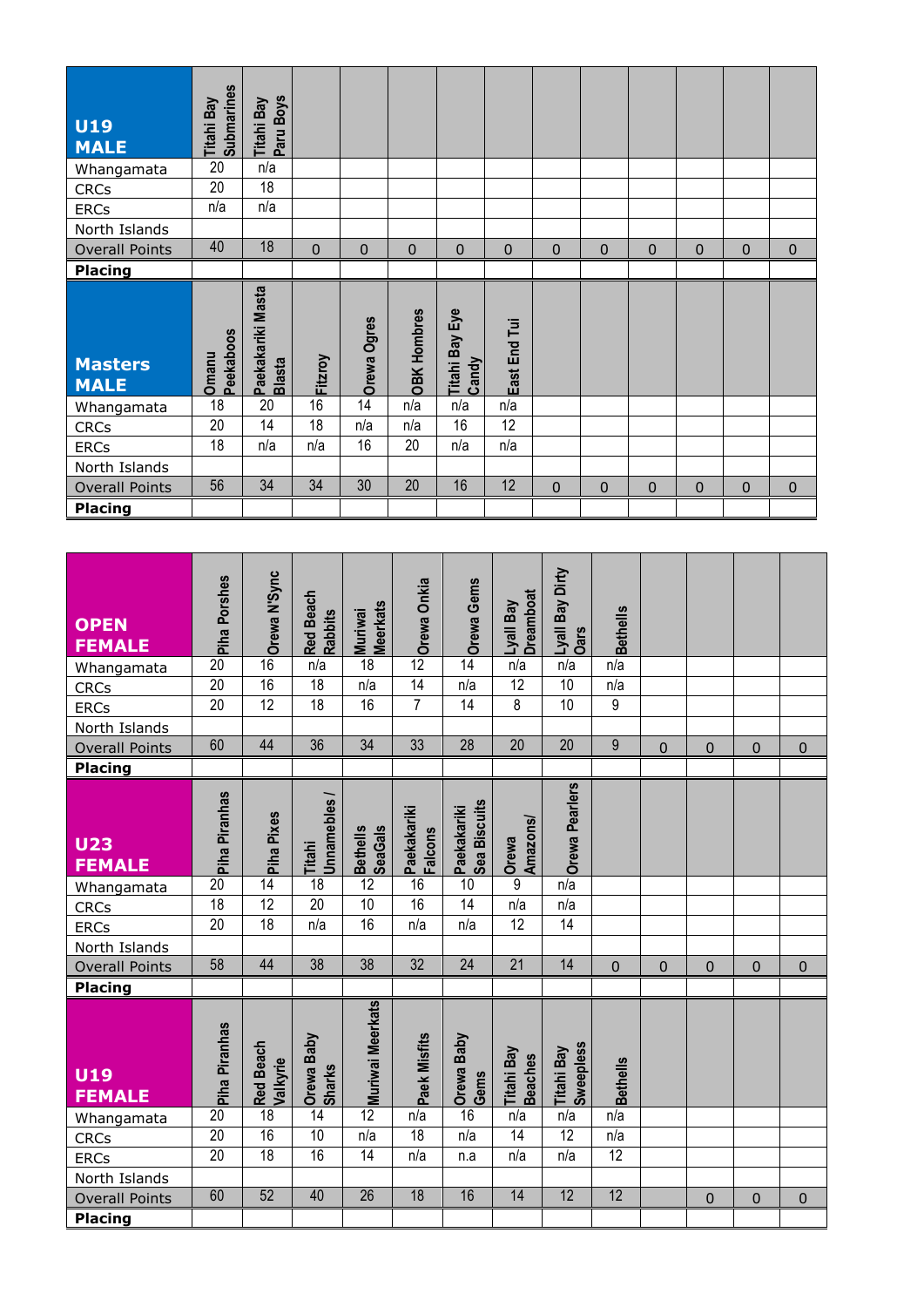| U19 MALE | Titahi Bay Submarines | Titahi Bay Paru Boys | | | | | | | | | | | |
|---|---|---|---|---|---|---|---|---|---|---|---|---|---|
| Whangamata | 20 | n/a | | | | | | | | | | | |
| CRCs | 20 | 18 | | | | | | | | | | | |
| ERCs | n/a | n/a | | | | | | | | | | | |
| North Islands | | | | | | | | | | | | | |
| Overall Points | 40 | 18 | 0 | 0 | 0 | 0 | 0 | 0 | 0 | 0 | 0 | 0 | 0 |
| Placing | | | | | | | | | | | | | |

| Masters MALE | Omanu Peekaboos | Paekakariki Masta Blasta | Fitzroy | Orewa Ogres | OBK Hombres | Titahi Bay Eye Candy | East End Tui | | | | | | |
|---|---|---|---|---|---|---|---|---|---|---|---|---|---|
| Whangamata | 18 | 20 | 16 | 14 | n/a | n/a | n/a | | | | | | |
| CRCs | 20 | 14 | 18 | n/a | n/a | 16 | 12 | | | | | | |
| ERCs | 18 | n/a | n/a | 16 | 20 | n/a | n/a | | | | | | |
| North Islands | | | | | | | | | | | | | |
| Overall Points | 56 | 34 | 34 | 30 | 20 | 16 | 12 | 0 | 0 | 0 | 0 | 0 | 0 |
| Placing | | | | | | | | | | | | | |

| OPEN FEMALE | Piha Porshes | Orewa N'Sync | Red Beach Rabbits | Muriwai Meerkats | Orewa Onkia | Orewa Gems | Lyall Bay Dreamboat | Lyall Bay Dirty Oars | Bethells | | | | |
|---|---|---|---|---|---|---|---|---|---|---|---|---|---|
| Whangamata | 20 | 16 | n/a | 18 | 12 | 14 | n/a | n/a | n/a | | | | |
| CRCs | 20 | 16 | 18 | n/a | 14 | n/a | 12 | 10 | n/a | | | | |
| ERCs | 20 | 12 | 18 | 16 | 7 | 14 | 8 | 10 | 9 | | | | |
| North Islands | | | | | | | | | | | | | |
| Overall Points | 60 | 44 | 36 | 34 | 33 | 28 | 20 | 20 | 9 | 0 | 0 | 0 | 0 |
| Placing | | | | | | | | | | | | | |

| U23 FEMALE | Piha Piranhas | Piha Pixes | Titahi Unnamebles / | Bethells SeaGals | Paekakariki Falcons | Paekakariki Sea Biscuits | Orewa Amazons/ | Orewa Pearlers | | | | | |
|---|---|---|---|---|---|---|---|---|---|---|---|---|---|
| Whangamata | 20 | 14 | 18 | 12 | 16 | 10 | 9 | n/a | | | | | |
| CRCs | 18 | 12 | 20 | 10 | 16 | 14 | n/a | n/a | | | | | |
| ERCs | 20 | 18 | n/a | 16 | n/a | n/a | 12 | 14 | | | | | |
| North Islands | | | | | | | | | | | | | |
| Overall Points | 58 | 44 | 38 | 38 | 32 | 24 | 21 | 14 | 0 | 0 | 0 | 0 | 0 |
| Placing | | | | | | | | | | | | | |

| U19 FEMALE | Piha Piranhas | Red Beach Valkyrie | Orewa Baby Sharks | Muriwai Meerkats | Paek Misfits | Orewa Baby Gems | Titahi Bay Beaches | Titahi Bay Sweepless | Bethells | | | | |
|---|---|---|---|---|---|---|---|---|---|---|---|---|---|
| Whangamata | 20 | 18 | 14 | 12 | n/a | 16 | n/a | n/a | n/a | | | | |
| CRCs | 20 | 16 | 10 | n/a | 18 | n/a | 14 | 12 | n/a | | | | |
| ERCs | 20 | 18 | 16 | 14 | n/a | n.a | n/a | n/a | 12 | | | | |
| North Islands | | | | | | | | | | | | | |
| Overall Points | 60 | 52 | 40 | 26 | 18 | 16 | 14 | 12 | 12 | | 0 | 0 | 0 |
| Placing | | | | | | | | | | | | | |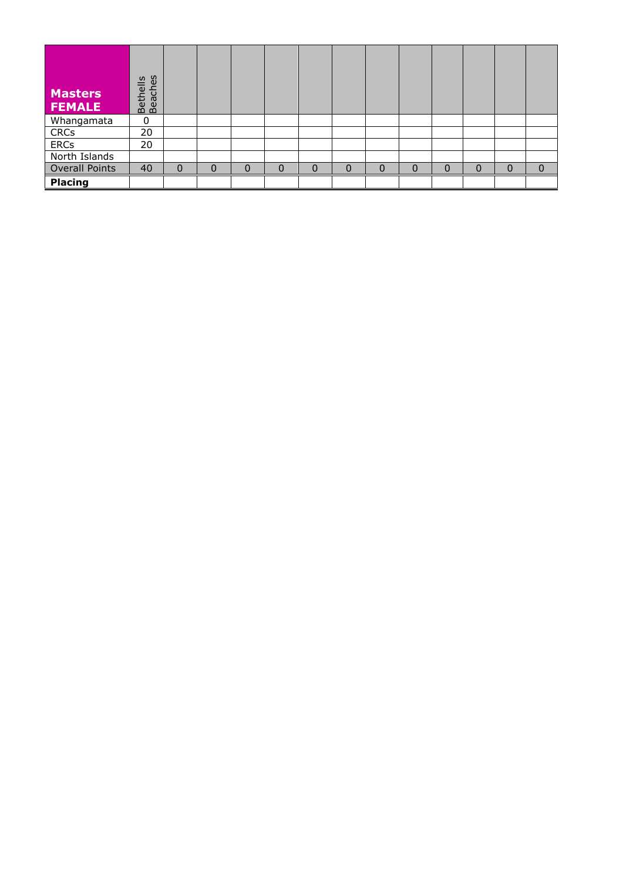| Masters FEMALE | Bethells Beaches | | | | | | | | | | | | |
|---|---|---|---|---|---|---|---|---|---|---|---|---|---|
| Whangamata | 0 | | | | | | | | | | | | |
| CRCs | 20 | | | | | | | | | | | | |
| ERCs | 20 | | | | | | | | | | | | |
| North Islands | | | | | | | | | | | | | |
| Overall Points | 40 | 0 | 0 | 0 | 0 | 0 | 0 | 0 | 0 | 0 | 0 | 0 | 0 |
| **Placing** | | | | | | | | | | | | | |